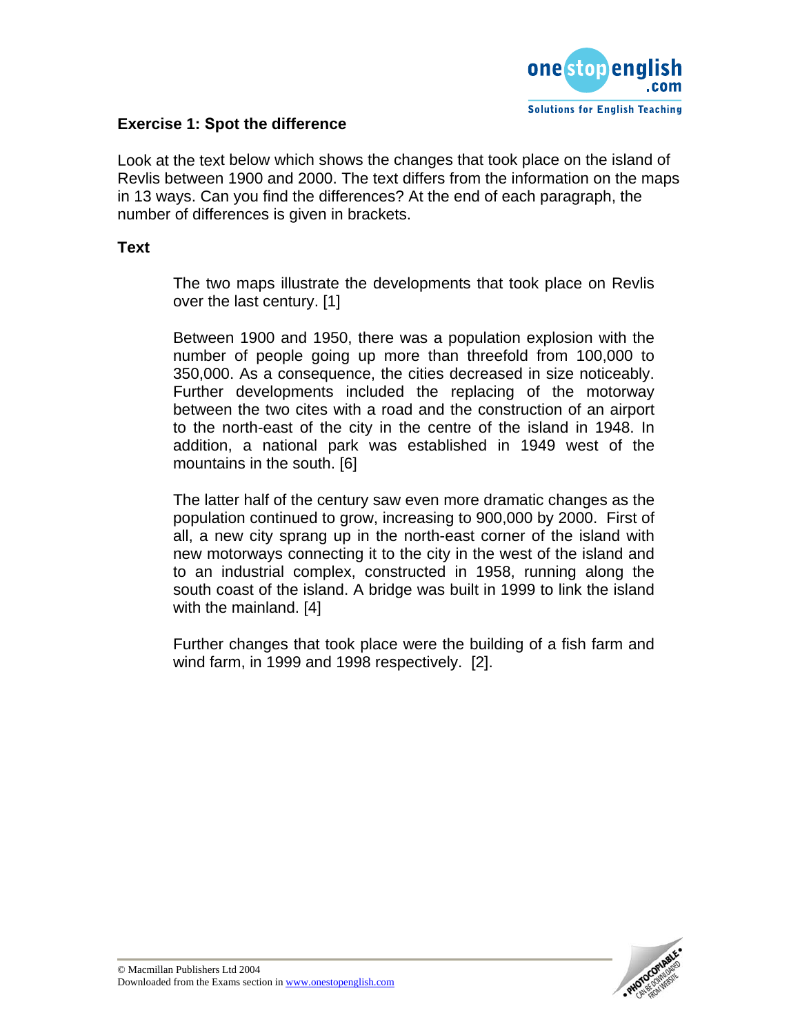### Exercise 1: Spot the difference

Look at the text below which shows the changes that took place on the island of Revlis between 1900 and 2000. The text differs from the information on the maps in 13 ways. Can you find the differences? At the end of each paragraph, the number of differences is given in brackets.

### Text

The two maps illustrate the developments that took place on Revlis over the last century. [1]

Between 1900 and 1950, there was a population explosion with the number of people going up more than threefold from 100,000 to 350,000. As a consequence, the cities decreased in size noticeably. Further developments included the replacing of the motorway between the two cites with a road and the construction of an airport to the north-east of the city in the centre of the island in 1948. In addition, a national park was established in 1949 west of the mountains in the south. [6]

The latter half of the century saw even more dramatic changes as the population continued to grow, increasing to 900,000 by 2000. First of all, a new city sprang up in the north-east corner of the island with new motorways connecting it to the city in the west of the island and to an industrial complex, constructed in 1958, running along the south coast of the island. A bridge was built in 1999 to link the island with the mainland. [4]

Further changes that took place were the building of a fish farm and wind farm, in 1999 and 1998 respectively. [2].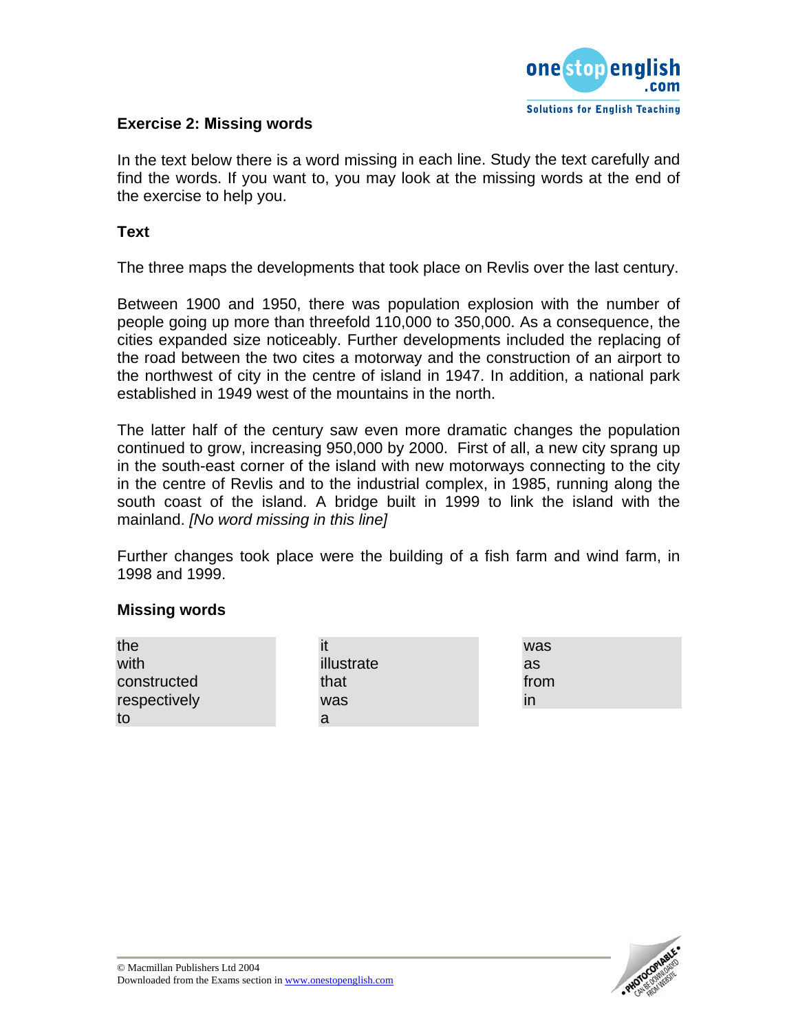## Exercise 2: Missing words

In the text below there is a word missing in each line. Study the text carefully and find the words. If you want to, you may look at the missing words at the end of the exercise to help you.

### Text

The three maps the developments that took place on Revlis over the last century.

Between 1900 and 1950, there was population explosion with the number of people going up more than threefold 110,000 to 350,000. As a consequence, the cities expanded size noticeably. Further developments included the replacing of the road between the two cites a motorway and the construction of an airport to the northwest of city in the centre of island in 1947. In addition, a national park established in 1949 west of the mountains in the north.

The latter half of the century saw even more dramatic changes the population continued to grow, increasing 950,000 by 2000. First of all, a new city sprang up in the south-east corner of the island with new motorways connecting to the city in the centre of Revlis and to the industrial complex, in 1985, running along the south coast of the island. A bridge built in 1999 to link the island with the mainland. *[No word missing in this line]*

Further changes took place were the building of a fish farm and wind farm, in 1998 and 1999.

### Missing words

| | | |
|---|---|---|
| the | it | was |
| with | illustrate | as |
| constructed | that | from |
| respectively | was | in |
| to | a | |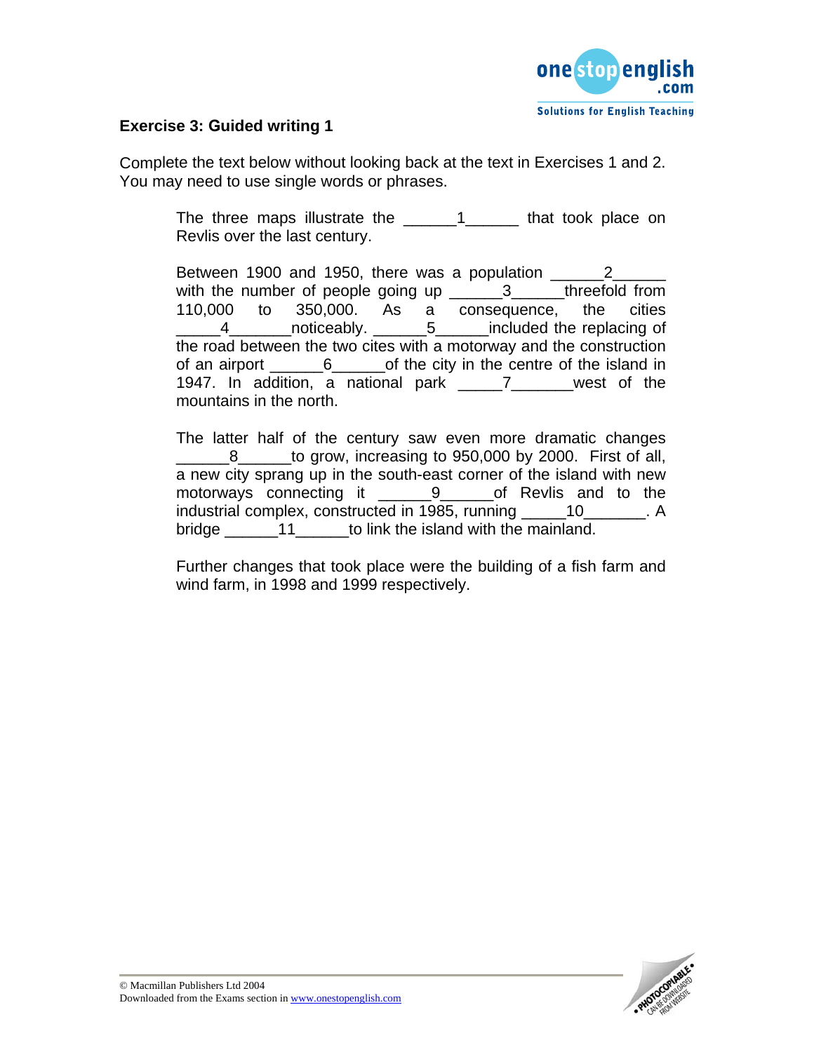### Exercise 3: Guided writing 1

Complete the text below without looking back at the text in Exercises 1 and 2. You may need to use single words or phrases.

> The three maps illustrate the ______1______ that took place on Revlis over the last century.
>
> Between 1900 and 1950, there was a population ______2______ with the number of people going up ______3______threefold from 110,000 to 350,000. As a consequence, the cities _____4_______noticeably. ______5______included the replacing of the road between the two cites with a motorway and the construction of an airport ______6______of the city in the centre of the island in 1947. In addition, a national park _____7_______west of the mountains in the north.
>
> The latter half of the century saw even more dramatic changes ______8______to grow, increasing to 950,000 by 2000. First of all, a new city sprang up in the south-east corner of the island with new motorways connecting it ______9______of Revlis and to the industrial complex, constructed in 1985, running _____10_______. A bridge ______11______to link the island with the mainland.
>
> Further changes that took place were the building of a fish farm and wind farm, in 1998 and 1999 respectively.

© Macmillan Publishers Ltd 2004
Downloaded from the Exams section in www.onestopenglish.com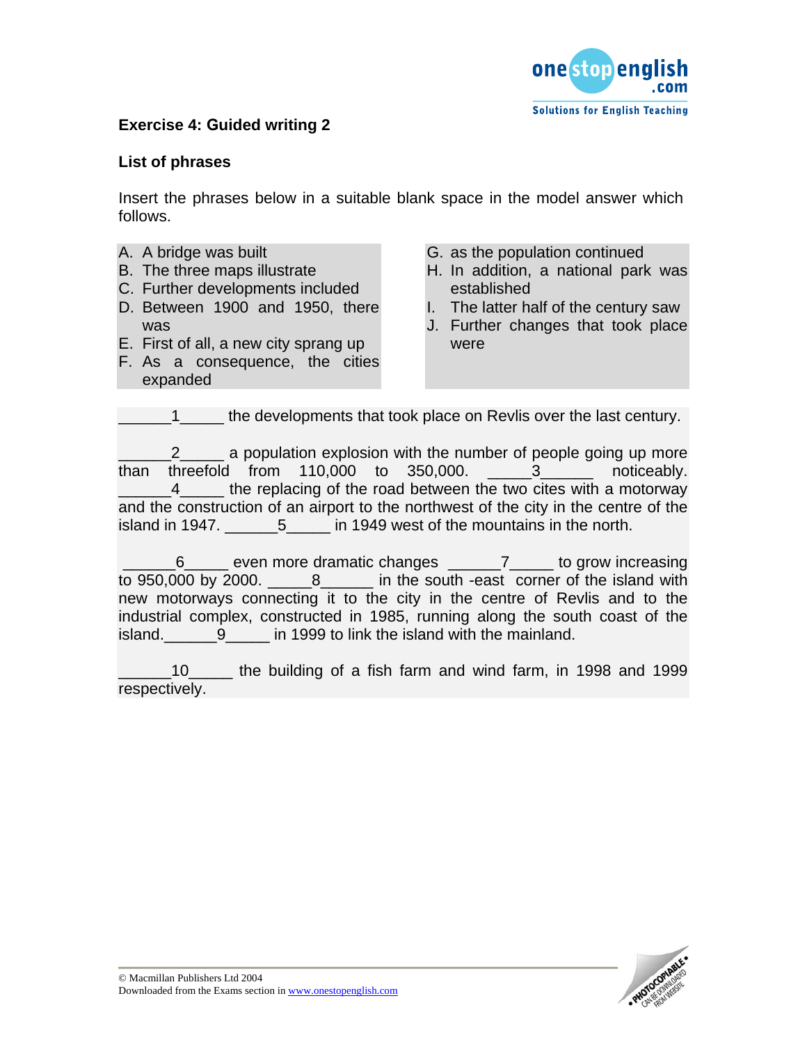**Exercise 4: Guided writing 2**

**List of phrases**

Insert the phrases below in a suitable blank space in the model answer which follows.

A. A bridge was built
B. The three maps illustrate
C. Further developments included
D. Between 1900 and 1950, there was
E. First of all, a new city sprang up
F. As a consequence, the cities expanded
G. as the population continued
H. In addition, a national park was established
I. The latter half of the century saw
J. Further changes that took place were

\_\_\_\_\_\_1\_\_\_\_\_ the developments that took place on Revlis over the last century.

\_\_\_\_\_\_2\_\_\_\_\_ a population explosion with the number of people going up more than threefold from 110,000 to 350,000. \_\_\_\_\_3\_\_\_\_\_\_ noticeably. \_\_\_\_\_\_4\_\_\_\_\_ the replacing of the road between the two cites with a motorway and the construction of an airport to the northwest of the city in the centre of the island in 1947. \_\_\_\_\_\_5\_\_\_\_\_ in 1949 west of the mountains in the north.

\_\_\_\_\_\_6\_\_\_\_\_ even more dramatic changes \_\_\_\_\_\_7\_\_\_\_\_ to grow increasing to 950,000 by 2000. \_\_\_\_\_8\_\_\_\_\_\_ in the south -east corner of the island with new motorways connecting it to the city in the centre of Revlis and to the industrial complex, constructed in 1985, running along the south coast of the island.\_\_\_\_\_\_9\_\_\_\_\_ in 1999 to link the island with the mainland.

\_\_\_\_\_\_10\_\_\_\_\_ the building of a fish farm and wind farm, in 1998 and 1999 respectively.

© Macmillan Publishers Ltd 2004
Downloaded from the Exams section in www.onestopenglish.com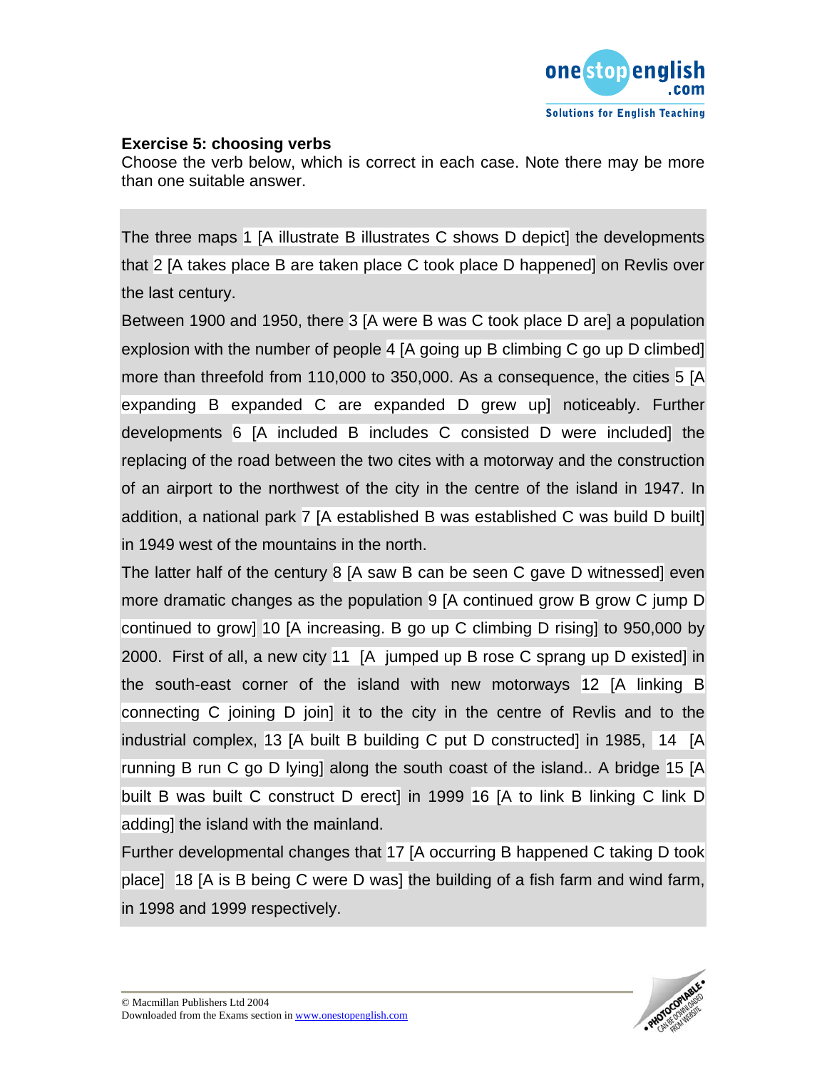**Exercise 5: choosing verbs**

Choose the verb below, which is correct in each case. Note there may be more than one suitable answer.

The three maps 1 [A illustrate B illustrates C shows D depict] the developments that 2 [A takes place B are taken place C took place D happened] on Revlis over the last century.

Between 1900 and 1950, there 3 [A were B was C took place D are] a population explosion with the number of people 4 [A going up B climbing C go up D climbed] more than threefold from 110,000 to 350,000. As a consequence, the cities 5 [A expanding B expanded C are expanded D grew up] noticeably. Further developments 6 [A included B includes C consisted D were included] the replacing of the road between the two cites with a motorway and the construction of an airport to the northwest of the city in the centre of the island in 1947. In addition, a national park 7 [A established B was established C was build D built] in 1949 west of the mountains in the north.

The latter half of the century 8 [A saw B can be seen C gave D witnessed] even more dramatic changes as the population 9 [A continued grow B grow C jump D continued to grow] 10 [A increasing. B go up C climbing D rising] to 950,000 by 2000. First of all, a new city 11 [A jumped up B rose C sprang up D existed] in the south-east corner of the island with new motorways 12 [A linking B connecting C joining D join] it to the city in the centre of Revlis and to the industrial complex, 13 [A built B building C put D constructed] in 1985, 14 [A running B run C go D lying] along the south coast of the island.. A bridge 15 [A built B was built C construct D erect] in 1999 16 [A to link B linking C link D adding] the island with the mainland.

Further developmental changes that 17 [A occurring B happened C taking D took place] 18 [A is B being C were D was] the building of a fish farm and wind farm, in 1998 and 1999 respectively.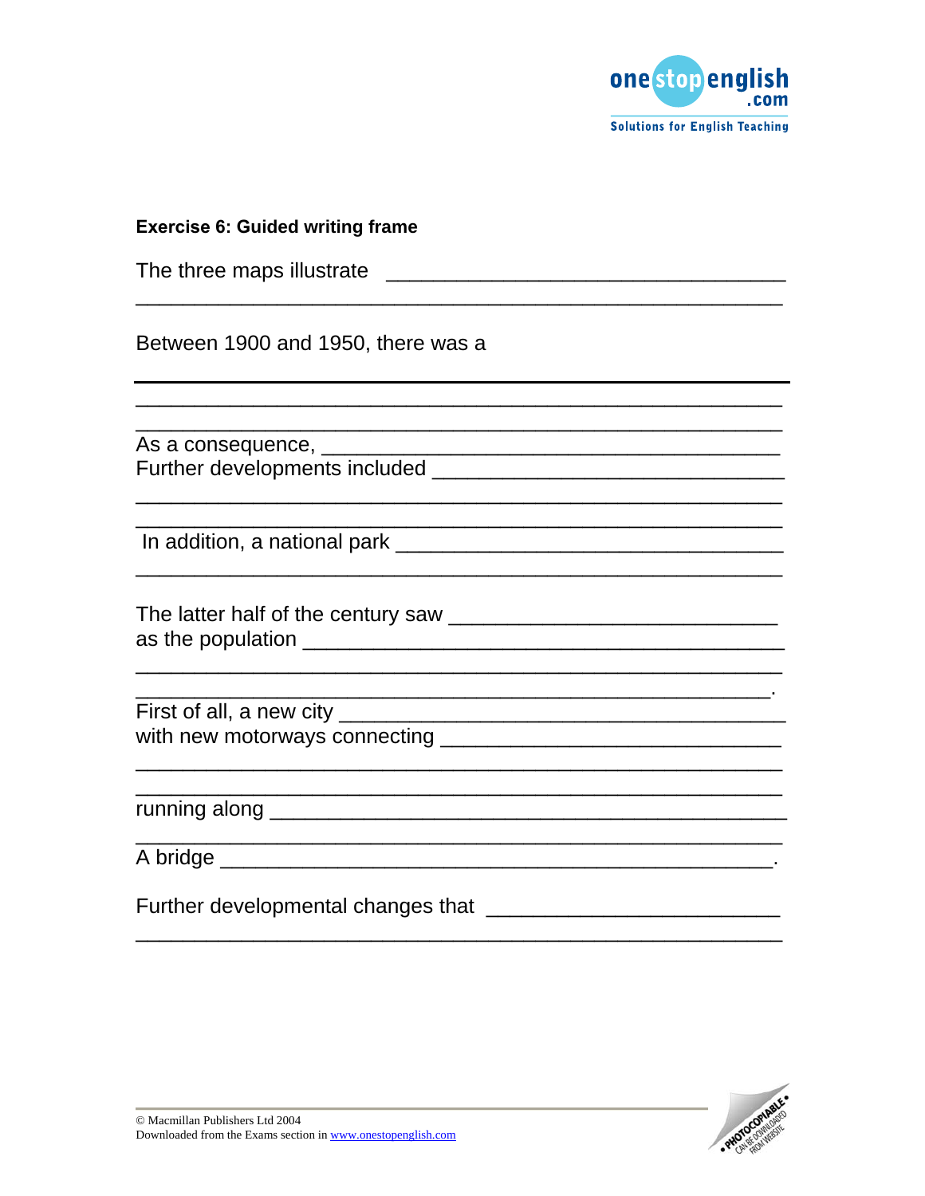**Exercise 6: Guided writing frame**

The three maps illustrate \_\_\_\_\_\_\_\_\_\_\_\_\_\_\_\_\_\_\_\_\_\_\_\_\_\_\_\_\_\_\_\_\_\_\_
\_\_\_\_\_\_\_\_\_\_\_\_\_\_\_\_\_\_\_\_\_\_\_\_\_\_\_\_\_\_\_\_\_\_\_\_\_\_\_\_\_\_\_\_\_\_\_\_\_\_\_\_\_\_\_

Between 1900 and 1950, there was a
\_\_\_\_\_\_\_\_\_\_\_\_\_\_\_\_\_\_\_\_\_\_\_\_\_\_\_\_\_\_\_\_\_\_\_\_\_\_\_\_\_\_\_\_\_\_\_\_\_\_\_\_\_\_\_
\_\_\_\_\_\_\_\_\_\_\_\_\_\_\_\_\_\_\_\_\_\_\_\_\_\_\_\_\_\_\_\_\_\_\_\_\_\_\_\_\_\_\_\_\_\_\_\_\_\_\_\_\_\_\_
\_\_\_\_\_\_\_\_\_\_\_\_\_\_\_\_\_\_\_\_\_\_\_\_\_\_\_\_\_\_\_\_\_\_\_\_\_\_\_\_\_\_\_\_\_\_\_\_\_\_\_\_\_\_\_

As a consequence, \_\_\_\_\_\_\_\_\_\_\_\_\_\_\_\_\_\_\_\_\_\_\_\_\_\_\_\_\_\_\_\_\_\_\_\_\_\_\_\_
Further developments included \_\_\_\_\_\_\_\_\_\_\_\_\_\_\_\_\_\_\_\_\_\_\_\_\_\_\_\_\_\_\_\_
\_\_\_\_\_\_\_\_\_\_\_\_\_\_\_\_\_\_\_\_\_\_\_\_\_\_\_\_\_\_\_\_\_\_\_\_\_\_\_\_\_\_\_\_\_\_\_\_\_\_\_\_\_\_\_
\_\_\_\_\_\_\_\_\_\_\_\_\_\_\_\_\_\_\_\_\_\_\_\_\_\_\_\_\_\_\_\_\_\_\_\_\_\_\_\_\_\_\_\_\_\_\_\_\_\_\_\_\_\_\_

In addition, a national park \_\_\_\_\_\_\_\_\_\_\_\_\_\_\_\_\_\_\_\_\_\_\_\_\_\_\_\_\_\_\_\_\_\_\_
\_\_\_\_\_\_\_\_\_\_\_\_\_\_\_\_\_\_\_\_\_\_\_\_\_\_\_\_\_\_\_\_\_\_\_\_\_\_\_\_\_\_\_\_\_\_\_\_\_\_\_\_\_\_\_

The latter half of the century saw \_\_\_\_\_\_\_\_\_\_\_\_\_\_\_\_\_\_\_\_\_\_\_\_\_\_\_\_\_
as the population \_\_\_\_\_\_\_\_\_\_\_\_\_\_\_\_\_\_\_\_\_\_\_\_\_\_\_\_\_\_\_\_\_\_\_\_\_\_\_\_\_\_\_
\_\_\_\_\_\_\_\_\_\_\_\_\_\_\_\_\_\_\_\_\_\_\_\_\_\_\_\_\_\_\_\_\_\_\_\_\_\_\_\_\_\_\_\_\_\_\_\_\_\_\_\_\_\_\_
\_\_\_\_\_\_\_\_\_\_\_\_\_\_\_\_\_\_\_\_\_\_\_\_\_\_\_\_\_\_\_\_\_\_\_\_\_\_\_\_\_\_\_\_\_\_\_\_\_\_\_\_\_\_.

First of all, a new city \_\_\_\_\_\_\_\_\_\_\_\_\_\_\_\_\_\_\_\_\_\_\_\_\_\_\_\_\_\_\_\_\_\_\_\_\_\_\_\_\_
with new motorways connecting \_\_\_\_\_\_\_\_\_\_\_\_\_\_\_\_\_\_\_\_\_\_\_\_\_\_\_\_\_\_\_\_
\_\_\_\_\_\_\_\_\_\_\_\_\_\_\_\_\_\_\_\_\_\_\_\_\_\_\_\_\_\_\_\_\_\_\_\_\_\_\_\_\_\_\_\_\_\_\_\_\_\_\_\_\_\_\_
\_\_\_\_\_\_\_\_\_\_\_\_\_\_\_\_\_\_\_\_\_\_\_\_\_\_\_\_\_\_\_\_\_\_\_\_\_\_\_\_\_\_\_\_\_\_\_\_\_\_\_\_\_\_\_

running along \_\_\_\_\_\_\_\_\_\_\_\_\_\_\_\_\_\_\_\_\_\_\_\_\_\_\_\_\_\_\_\_\_\_\_\_\_\_\_\_\_\_\_\_\_\_\_
\_\_\_\_\_\_\_\_\_\_\_\_\_\_\_\_\_\_\_\_\_\_\_\_\_\_\_\_\_\_\_\_\_\_\_\_\_\_\_\_\_\_\_\_\_\_\_\_\_\_\_\_\_\_\_

A bridge \_\_\_\_\_\_\_\_\_\_\_\_\_\_\_\_\_\_\_\_\_\_\_\_\_\_\_\_\_\_\_\_\_\_\_\_\_\_\_\_\_\_\_\_\_\_\_\_\_\_\_\_.

Further developmental changes that \_\_\_\_\_\_\_\_\_\_\_\_\_\_\_\_\_\_\_\_\_\_\_\_\_\_
\_\_\_\_\_\_\_\_\_\_\_\_\_\_\_\_\_\_\_\_\_\_\_\_\_\_\_\_\_\_\_\_\_\_\_\_\_\_\_\_\_\_\_\_\_\_\_\_\_\_\_\_\_\_\_

© Macmillan Publishers Ltd 2004
Downloaded from the Exams section in www.onestopenglish.com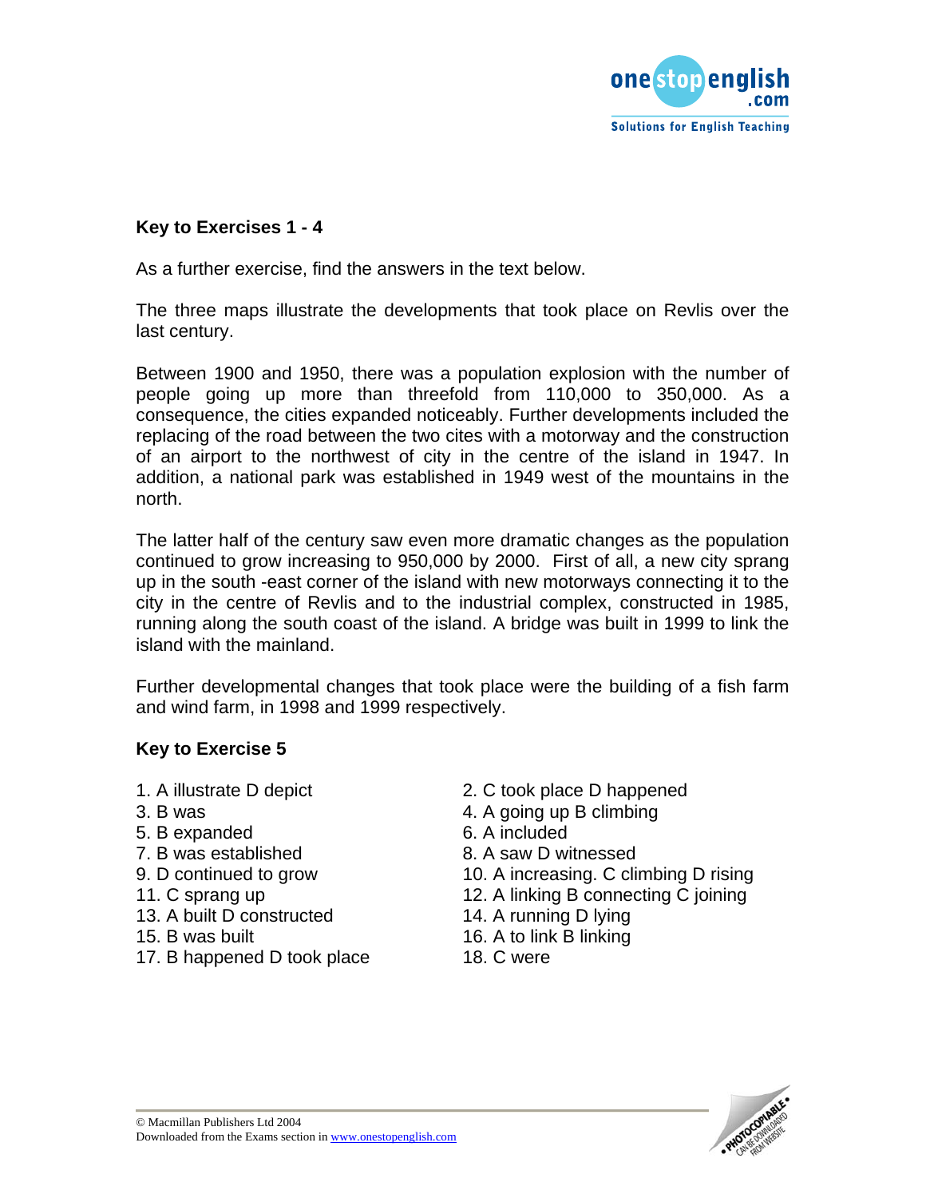## Key to Exercises 1 - 4

As a further exercise, find the answers in the text below.

The three maps illustrate the developments that took place on Revlis over the last century.

Between 1900 and 1950, there was a population explosion with the number of people going up more than threefold from 110,000 to 350,000. As a consequence, the cities expanded noticeably. Further developments included the replacing of the road between the two cites with a motorway and the construction of an airport to the northwest of city in the centre of the island in 1947. In addition, a national park was established in 1949 west of the mountains in the north.

The latter half of the century saw even more dramatic changes as the population continued to grow increasing to 950,000 by 2000. First of all, a new city sprang up in the south -east corner of the island with new motorways connecting it to the city in the centre of Revlis and to the industrial complex, constructed in 1985, running along the south coast of the island. A bridge was built in 1999 to link the island with the mainland.

Further developmental changes that took place were the building of a fish farm and wind farm, in 1998 and 1999 respectively.

## Key to Exercise 5

1. A illustrate D depict
2. C took place D happened
3. B was
4. A going up B climbing
5. B expanded
6. A included
7. B was established
8. A saw D witnessed
9. D continued to grow
10. A increasing. C climbing D rising
11. C sprang up
12. A linking B connecting C joining
13. A built D constructed
14. A running D lying
15. B was built
16. A to link B linking
17. B happened D took place
18. C were